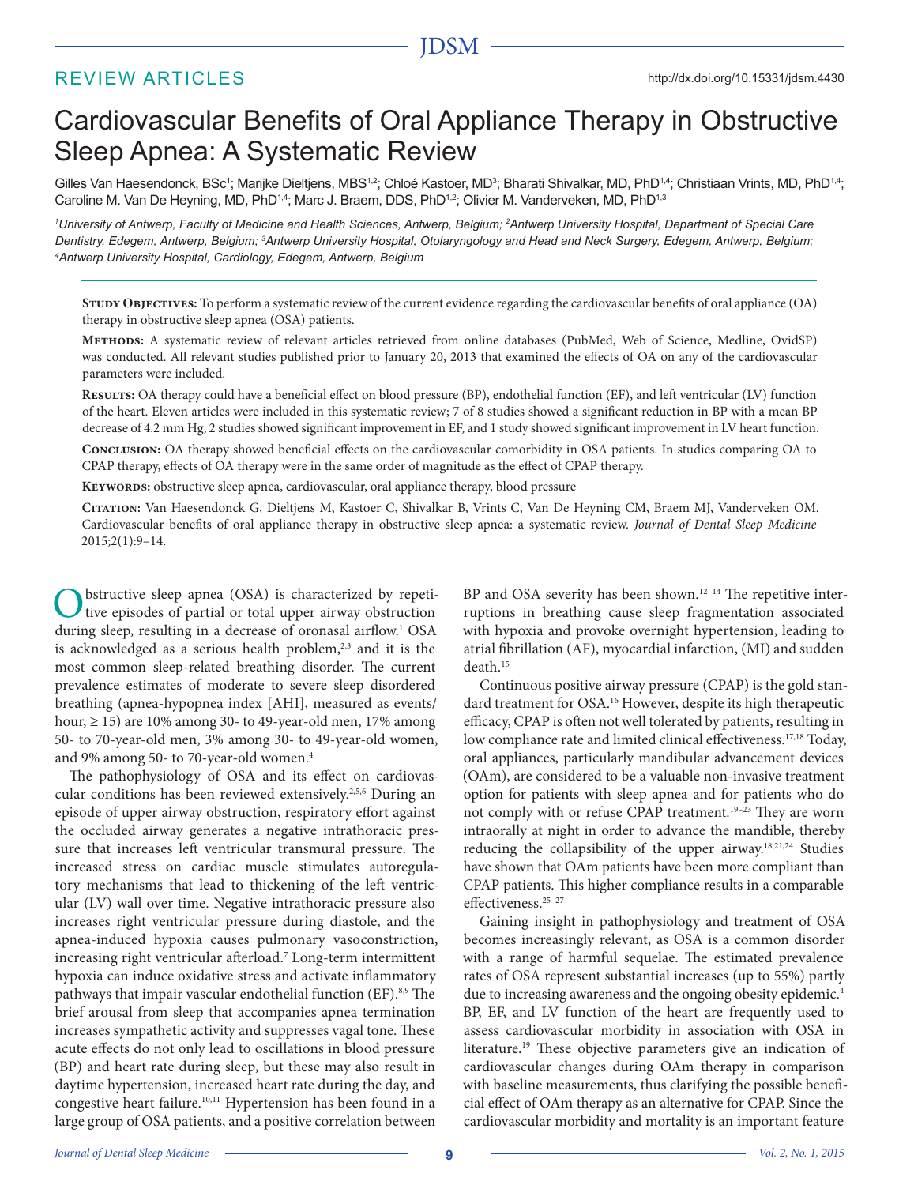REVIEW ARTICLES

http://dx.doi.org/10.15331/jdsm.4430

# Cardiovascular Benefits of Oral Appliance Therapy in Obstructive Sleep Apnea: A Systematic Review

Gilles Van Haesendonck, BSc[1]; Marijke Dieltjens, MBS[1,2]; Chloé Kastoer, MD[3]; Bharati Shivalkar, MD, PhD[1,4]; Christiaan Vrints, MD, PhD[1,4]; Caroline M. Van De Heyning, MD, PhD[1,4]; Marc J. Braem, DDS, PhD[1,2]; Olivier M. Vanderveken, MD, PhD[1,3]

*[1]University of Antwerp, Faculty of Medicine and Health Sciences, Antwerp, Belgium; [2]Antwerp University Hospital, Department of Special Care Dentistry, Edegem, Antwerp, Belgium; [3]Antwerp University Hospital, Otolaryngology and Head and Neck Surgery, Edegem, Antwerp, Belgium; [4]Antwerp University Hospital, Cardiology, Edegem, Antwerp, Belgium*

**Study Objectives:** To perform a systematic review of the current evidence regarding the cardiovascular benefits of oral appliance (OA) therapy in obstructive sleep apnea (OSA) patients.

**Methods:** A systematic review of relevant articles retrieved from online databases (PubMed, Web of Science, Medline, OvidSP) was conducted. All relevant studies published prior to January 20, 2013 that examined the effects of OA on any of the cardiovascular parameters were included.

**Results:** OA therapy could have a beneficial effect on blood pressure (BP), endothelial function (EF), and left ventricular (LV) function of the heart. Eleven articles were included in this systematic review; 7 of 8 studies showed a significant reduction in BP with a mean BP decrease of 4.2 mm Hg, 2 studies showed significant improvement in EF, and 1 study showed significant improvement in LV heart function.

**Conclusion:** OA therapy showed beneficial effects on the cardiovascular comorbidity in OSA patients. In studies comparing OA to CPAP therapy, effects of OA therapy were in the same order of magnitude as the effect of CPAP therapy.

**Keywords:** obstructive sleep apnea, cardiovascular, oral appliance therapy, blood pressure

**Citation:** Van Haesendonck G, Dieltjens M, Kastoer C, Shivalkar B, Vrints C, Van De Heyning CM, Braem MJ, Vanderveken OM. Cardiovascular benefits of oral appliance therapy in obstructive sleep apnea: a systematic review. *Journal of Dental Sleep Medicine* 2015;2(1):9–14.

Obstructive sleep apnea (OSA) is characterized by repetitive episodes of partial or total upper airway obstruction during sleep, resulting in a decrease of oronasal airflow.[1] OSA is acknowledged as a serious health problem,[2,3] and it is the most common sleep-related breathing disorder. The current prevalence estimates of moderate to severe sleep disordered breathing (apnea-hypopnea index [AHI], measured as events/hour, ≥ 15) are 10% among 30- to 49-year-old men, 17% among 50- to 70-year-old men, 3% among 30- to 49-year-old women, and 9% among 50- to 70-year-old women.[4]

The pathophysiology of OSA and its effect on cardiovascular conditions has been reviewed extensively.[2,5,6] During an episode of upper airway obstruction, respiratory effort against the occluded airway generates a negative intrathoracic pressure that increases left ventricular transmural pressure. The increased stress on cardiac muscle stimulates autoregulatory mechanisms that lead to thickening of the left ventricular (LV) wall over time. Negative intrathoracic pressure also increases right ventricular pressure during diastole, and the apnea-induced hypoxia causes pulmonary vasoconstriction, increasing right ventricular afterload.[7] Long-term intermittent hypoxia can induce oxidative stress and activate inflammatory pathways that impair vascular endothelial function (EF).[8,9] The brief arousal from sleep that accompanies apnea termination increases sympathetic activity and suppresses vagal tone. These acute effects do not only lead to oscillations in blood pressure (BP) and heart rate during sleep, but these may also result in daytime hypertension, increased heart rate during the day, and congestive heart failure.[10,11] Hypertension has been found in a large group of OSA patients, and a positive correlation between BP and OSA severity has been shown.[12–14] The repetitive interruptions in breathing cause sleep fragmentation associated with hypoxia and provoke overnight hypertension, leading to atrial fibrillation (AF), myocardial infarction, (MI) and sudden death.[15]

Continuous positive airway pressure (CPAP) is the gold standard treatment for OSA.[16] However, despite its high therapeutic efficacy, CPAP is often not well tolerated by patients, resulting in low compliance rate and limited clinical effectiveness.[17,18] Today, oral appliances, particularly mandibular advancement devices (OAm), are considered to be a valuable non-invasive treatment option for patients with sleep apnea and for patients who do not comply with or refuse CPAP treatment.[19–23] They are worn intraorally at night in order to advance the mandible, thereby reducing the collapsibility of the upper airway.[18,21,24] Studies have shown that OAm patients have been more compliant than CPAP patients. This higher compliance results in a comparable effectiveness.[25–27]

Gaining insight in pathophysiology and treatment of OSA becomes increasingly relevant, as OSA is a common disorder with a range of harmful sequelae. The estimated prevalence rates of OSA represent substantial increases (up to 55%) partly due to increasing awareness and the ongoing obesity epidemic.[4] BP, EF, and LV function of the heart are frequently used to assess cardiovascular morbidity in association with OSA in literature.[19] These objective parameters give an indication of cardiovascular changes during OAm therapy in comparison with baseline measurements, thus clarifying the possible beneficial effect of OAm therapy as an alternative for CPAP. Since the cardiovascular morbidity and mortality is an important feature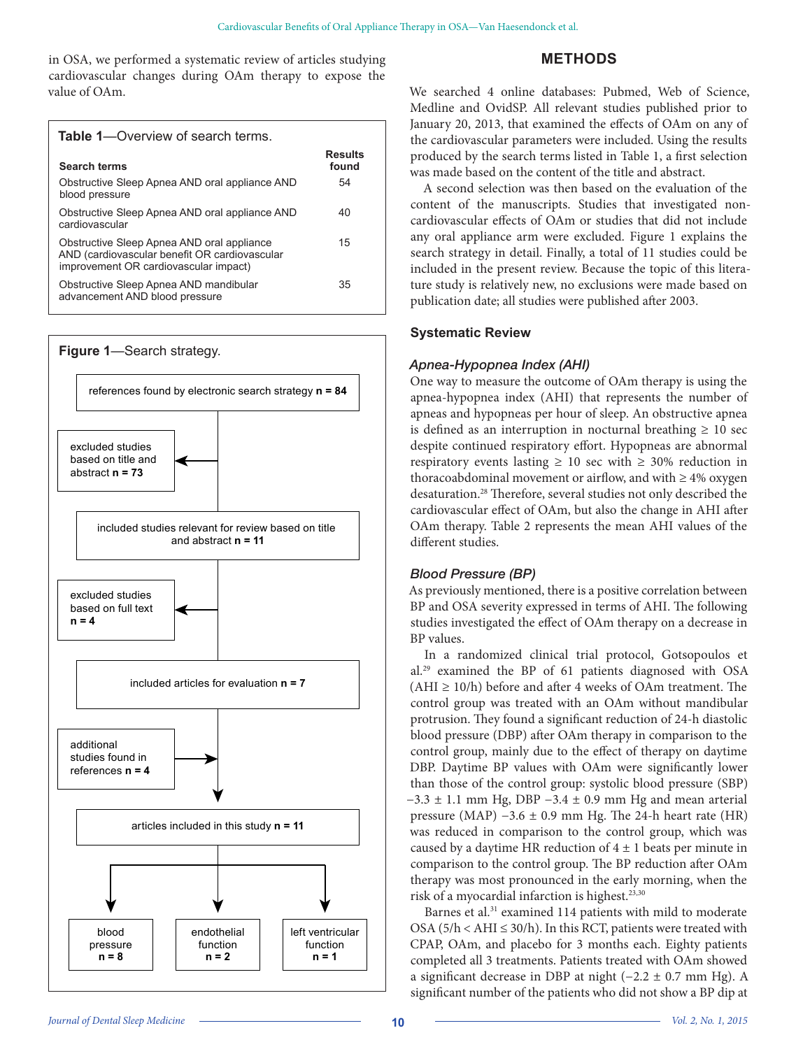in OSA, we performed a systematic review of articles studying cardiovascular changes during OAm therapy to expose the value of OAm.

**Table 1**—Overview of search terms.

| Search terms | Results found |
|---|---|
| Obstructive Sleep Apnea AND oral appliance AND blood pressure | 54 |
| Obstructive Sleep Apnea AND oral appliance AND cardiovascular | 40 |
| Obstructive Sleep Apnea AND oral appliance AND (cardiovascular benefit OR cardiovascular improvement OR cardiovascular impact) | 15 |
| Obstructive Sleep Apnea AND mandibular advancement AND blood pressure | 35 |

**Figure 1**—Search strategy.

- references found by electronic search strategy **n = 84**
- excluded studies based on title and abstract **n = 73**
- included studies relevant for review based on title and abstract **n = 11**
- excluded studies based on full text **n = 4**
- included articles for evaluation **n = 7**
- additional studies found in references **n = 4**
- articles included in this study **n = 11**
  - blood pressure **n = 8**
  - endothelial function **n = 2**
  - left ventricular function **n = 1**

## METHODS

We searched 4 online databases: Pubmed, Web of Science, Medline and OvidSP. All relevant studies published prior to January 20, 2013, that examined the effects of OAm on any of the cardiovascular parameters were included. Using the results produced by the search terms listed in Table 1, a first selection was made based on the content of the title and abstract.

A second selection was then based on the evaluation of the content of the manuscripts. Studies that investigated non-cardiovascular effects of OAm or studies that did not include any oral appliance arm were excluded. Figure 1 explains the search strategy in detail. Finally, a total of 11 studies could be included in the present review. Because the topic of this literature study is relatively new, no exclusions were made based on publication date; all studies were published after 2003.

### Systematic Review

#### *Apnea-Hypopnea Index (AHI)*

One way to measure the outcome of OAm therapy is using the apnea-hypopnea index (AHI) that represents the number of apneas and hypopneas per hour of sleep. An obstructive apnea is defined as an interruption in nocturnal breathing ≥ 10 sec despite continued respiratory effort. Hypopneas are abnormal respiratory events lasting ≥ 10 sec with ≥ 30% reduction in thoracoabdominal movement or airflow, and with ≥ 4% oxygen desaturation.[28] Therefore, several studies not only described the cardiovascular effect of OAm, but also the change in AHI after OAm therapy. Table 2 represents the mean AHI values of the different studies.

#### *Blood Pressure (BP)*

As previously mentioned, there is a positive correlation between BP and OSA severity expressed in terms of AHI. The following studies investigated the effect of OAm therapy on a decrease in BP values.

In a randomized clinical trial protocol, Gotsopoulos et al.[29] examined the BP of 61 patients diagnosed with OSA (AHI ≥ 10/h) before and after 4 weeks of OAm treatment. The control group was treated with an OAm without mandibular protrusion. They found a significant reduction of 24-h diastolic blood pressure (DBP) after OAm therapy in comparison to the control group, mainly due to the effect of therapy on daytime DBP. Daytime BP values with OAm were significantly lower than those of the control group: systolic blood pressure (SBP) −3.3 ± 1.1 mm Hg, DBP −3.4 ± 0.9 mm Hg and mean arterial pressure (MAP) −3.6 ± 0.9 mm Hg. The 24-h heart rate (HR) was reduced in comparison to the control group, which was caused by a daytime HR reduction of 4 ± 1 beats per minute in comparison to the control group. The BP reduction after OAm therapy was most pronounced in the early morning, when the risk of a myocardial infarction is highest.[23,30]

Barnes et al.[31] examined 114 patients with mild to moderate OSA (5/h < AHI ≤ 30/h). In this RCT, patients were treated with CPAP, OAm, and placebo for 3 months each. Eighty patients completed all 3 treatments. Patients treated with OAm showed a significant decrease in DBP at night (−2.2 ± 0.7 mm Hg). A significant number of the patients who did not show a BP dip at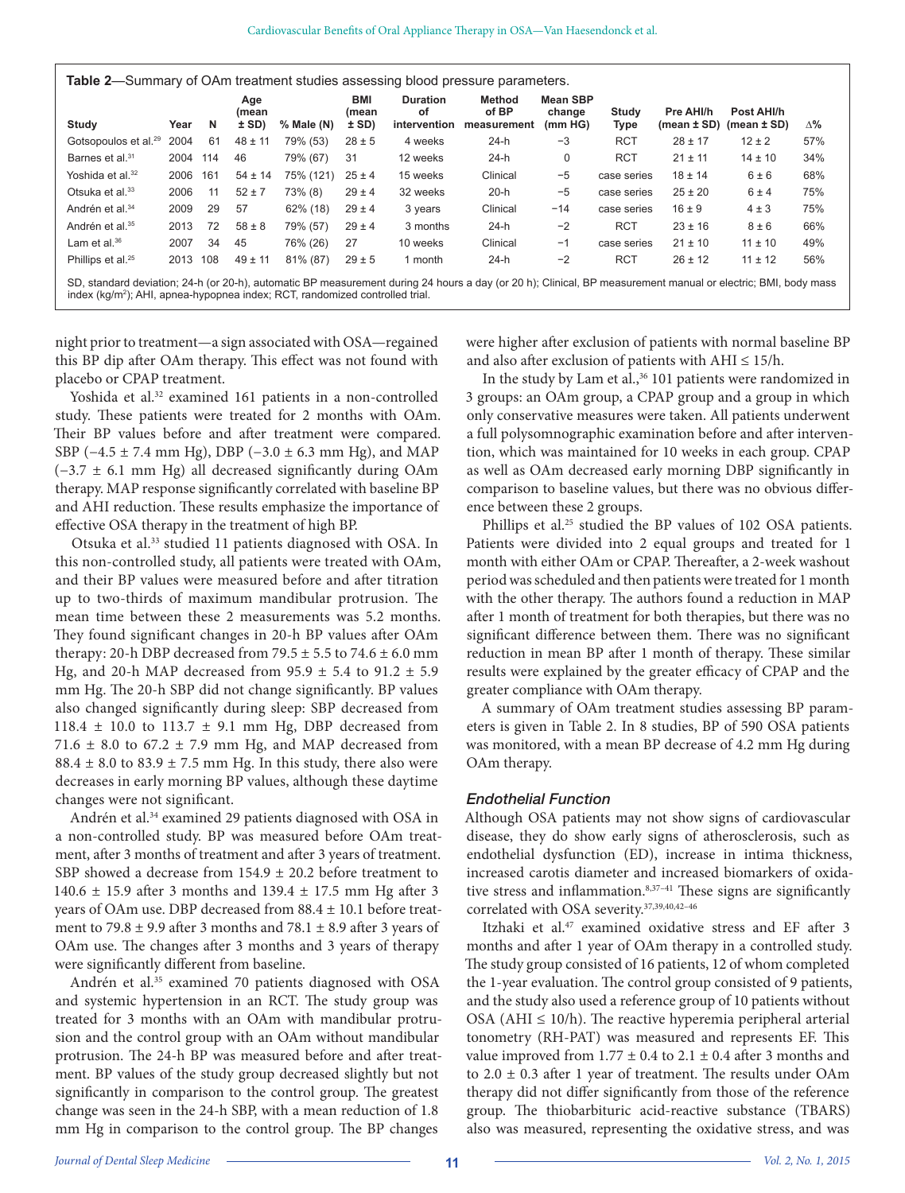**Table 2**—Summary of OAm treatment studies assessing blood pressure parameters.

| Study | Year | N | Age (mean ± SD) | % Male (N) | BMI (mean ± SD) | Duration of intervention | Method of BP measurement | Mean SBP change (mm HG) | Study Type | Pre AHI/h (mean ± SD) | Post AHI/h (mean ± SD) | Δ% |
|---|---|---|---|---|---|---|---|---|---|---|---|---|
| Gotsopoulos et al.[29] | 2004 | 61 | 48 ± 11 | 79% (53) | 28 ± 5 | 4 weeks | 24-h | −3 | RCT | 28 ± 17 | 12 ± 2 | 57% |
| Barnes et al.[31] | 2004 | 114 | 46 | 79% (67) | 31 | 12 weeks | 24-h | 0 | RCT | 21 ± 11 | 14 ± 10 | 34% |
| Yoshida et al.[32] | 2006 | 161 | 54 ± 14 | 75% (121) | 25 ± 4 | 15 weeks | Clinical | −5 | case series | 18 ± 14 | 6 ± 6 | 68% |
| Otsuka et al.[33] | 2006 | 11 | 52 ± 7 | 73% (8) | 29 ± 4 | 32 weeks | 20-h | −5 | case series | 25 ± 20 | 6 ± 4 | 75% |
| Andrén et al.[34] | 2009 | 29 | 57 | 62% (18) | 29 ± 4 | 3 years | Clinical | −14 | case series | 16 ± 9 | 4 ± 3 | 75% |
| Andrén et al.[35] | 2013 | 72 | 58 ± 8 | 79% (57) | 29 ± 4 | 3 months | 24-h | −2 | RCT | 23 ± 16 | 8 ± 6 | 66% |
| Lam et al.[36] | 2007 | 34 | 45 | 76% (26) | 27 | 10 weeks | Clinical | −1 | case series | 21 ± 10 | 11 ± 10 | 49% |
| Phillips et al.[25] | 2013 | 108 | 49 ± 11 | 81% (87) | 29 ± 5 | 1 month | 24-h | −2 | RCT | 26 ± 12 | 11 ± 12 | 56% |

SD, standard deviation; 24-h (or 20-h), automatic BP measurement during 24 hours a day (or 20 h); Clinical, BP measurement manual or electric; BMI, body mass index (kg/m²); AHI, apnea-hypopnea index; RCT, randomized controlled trial.

night prior to treatment—a sign associated with OSA—regained this BP dip after OAm therapy. This effect was not found with placebo or CPAP treatment.

Yoshida et al.[32] examined 161 patients in a non-controlled study. These patients were treated for 2 months with OAm. Their BP values before and after treatment were compared. SBP (−4.5 ± 7.4 mm Hg), DBP (−3.0 ± 6.3 mm Hg), and MAP (−3.7 ± 6.1 mm Hg) all decreased significantly during OAm therapy. MAP response significantly correlated with baseline BP and AHI reduction. These results emphasize the importance of effective OSA therapy in the treatment of high BP.

Otsuka et al.[33] studied 11 patients diagnosed with OSA. In this non-controlled study, all patients were treated with OAm, and their BP values were measured before and after titration up to two-thirds of maximum mandibular protrusion. The mean time between these 2 measurements was 5.2 months. They found significant changes in 20-h BP values after OAm therapy: 20-h DBP decreased from 79.5 ± 5.5 to 74.6 ± 6.0 mm Hg, and 20-h MAP decreased from 95.9 ± 5.4 to 91.2 ± 5.9 mm Hg. The 20-h SBP did not change significantly. BP values also changed significantly during sleep: SBP decreased from 118.4 ± 10.0 to 113.7 ± 9.1 mm Hg, DBP decreased from 71.6 ± 8.0 to 67.2 ± 7.9 mm Hg, and MAP decreased from 88.4 ± 8.0 to 83.9 ± 7.5 mm Hg. In this study, there also were decreases in early morning BP values, although these daytime changes were not significant.

Andrén et al.[34] examined 29 patients diagnosed with OSA in a non-controlled study. BP was measured before OAm treatment, after 3 months of treatment and after 3 years of treatment. SBP showed a decrease from 154.9 ± 20.2 before treatment to 140.6 ± 15.9 after 3 months and 139.4 ± 17.5 mm Hg after 3 years of OAm use. DBP decreased from 88.4 ± 10.1 before treatment to 79.8 ± 9.9 after 3 months and 78.1 ± 8.9 after 3 years of OAm use. The changes after 3 months and 3 years of therapy were significantly different from baseline.

Andrén et al.[35] examined 70 patients diagnosed with OSA and systemic hypertension in an RCT. The study group was treated for 3 months with an OAm with mandibular protrusion and the control group with an OAm without mandibular protrusion. The 24-h BP was measured before and after treatment. BP values of the study group decreased slightly but not significantly in comparison to the control group. The greatest change was seen in the 24-h SBP, with a mean reduction of 1.8 mm Hg in comparison to the control group. The BP changes were higher after exclusion of patients with normal baseline BP and also after exclusion of patients with AHI ≤ 15/h.

In the study by Lam et al.,[36] 101 patients were randomized in 3 groups: an OAm group, a CPAP group and a group in which only conservative measures were taken. All patients underwent a full polysomnographic examination before and after intervention, which was maintained for 10 weeks in each group. CPAP as well as OAm decreased early morning DBP significantly in comparison to baseline values, but there was no obvious difference between these 2 groups.

Phillips et al.[25] studied the BP values of 102 OSA patients. Patients were divided into 2 equal groups and treated for 1 month with either OAm or CPAP. Thereafter, a 2-week washout period was scheduled and then patients were treated for 1 month with the other therapy. The authors found a reduction in MAP after 1 month of treatment for both therapies, but there was no significant difference between them. There was no significant reduction in mean BP after 1 month of therapy. These similar results were explained by the greater efficacy of CPAP and the greater compliance with OAm therapy.

A summary of OAm treatment studies assessing BP parameters is given in Table 2. In 8 studies, BP of 590 OSA patients was monitored, with a mean BP decrease of 4.2 mm Hg during OAm therapy.

### *Endothelial Function*

Although OSA patients may not show signs of cardiovascular disease, they do show early signs of atherosclerosis, such as endothelial dysfunction (ED), increase in intima thickness, increased carotis diameter and increased biomarkers of oxidative stress and inflammation.[8,37–41] These signs are significantly correlated with OSA severity.[37,39,40,42–46]

Itzhaki et al.[47] examined oxidative stress and EF after 3 months and after 1 year of OAm therapy in a controlled study. The study group consisted of 16 patients, 12 of whom completed the 1-year evaluation. The control group consisted of 9 patients, and the study also used a reference group of 10 patients without OSA (AHI ≤ 10/h). The reactive hyperemia peripheral arterial tonometry (RH-PAT) was measured and represents EF. This value improved from 1.77 ± 0.4 to 2.1 ± 0.4 after 3 months and to 2.0 ± 0.3 after 1 year of treatment. The results under OAm therapy did not differ significantly from those of the reference group. The thiobarbituric acid-reactive substance (TBARS) also was measured, representing the oxidative stress, and was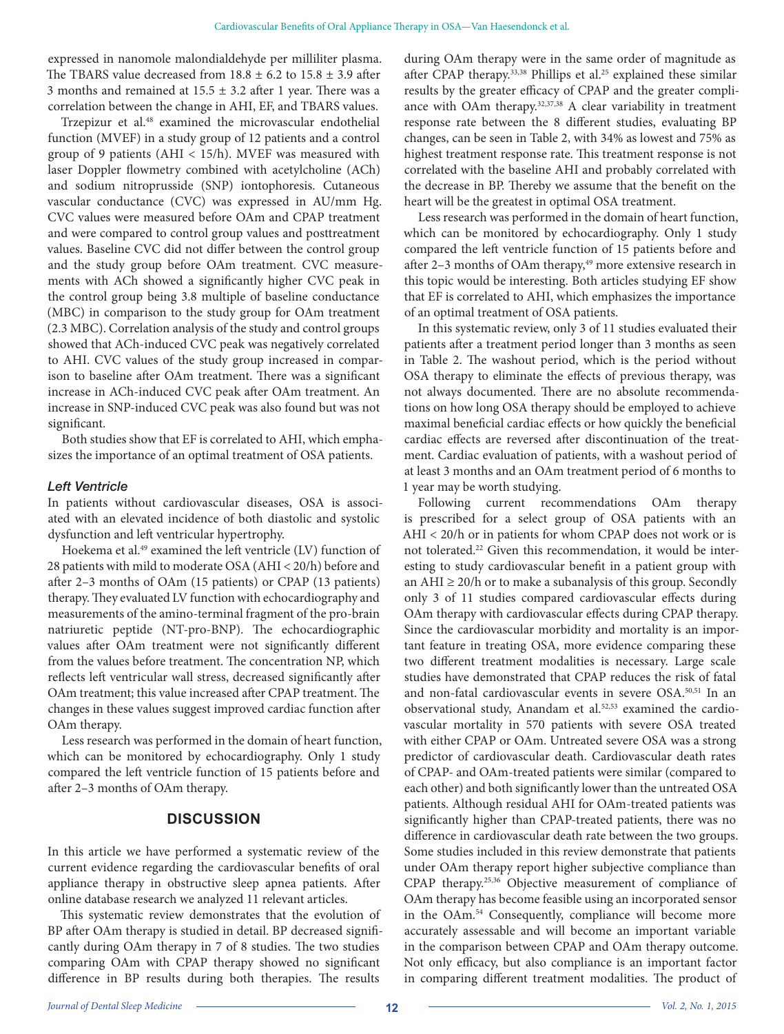expressed in nanomole malondialdehyde per milliliter plasma. The TBARS value decreased from 18.8 ± 6.2 to 15.8 ± 3.9 after 3 months and remained at 15.5 ± 3.2 after 1 year. There was a correlation between the change in AHI, EF, and TBARS values.

Trzepizur et al.[48] examined the microvascular endothelial function (MVEF) in a study group of 12 patients and a control group of 9 patients (AHI < 15/h). MVEF was measured with laser Doppler flowmetry combined with acetylcholine (ACh) and sodium nitroprusside (SNP) iontophoresis. Cutaneous vascular conductance (CVC) was expressed in AU/mm Hg. CVC values were measured before OAm and CPAP treatment and were compared to control group values and posttreatment values. Baseline CVC did not differ between the control group and the study group before OAm treatment. CVC measurements with ACh showed a significantly higher CVC peak in the control group being 3.8 multiple of baseline conductance (MBC) in comparison to the study group for OAm treatment (2.3 MBC). Correlation analysis of the study and control groups showed that ACh-induced CVC peak was negatively correlated to AHI. CVC values of the study group increased in comparison to baseline after OAm treatment. There was a significant increase in ACh-induced CVC peak after OAm treatment. An increase in SNP-induced CVC peak was also found but was not significant.

Both studies show that EF is correlated to AHI, which emphasizes the importance of an optimal treatment of OSA patients.

### *Left Ventricle*

In patients without cardiovascular diseases, OSA is associated with an elevated incidence of both diastolic and systolic dysfunction and left ventricular hypertrophy.

Hoekema et al.[49] examined the left ventricle (LV) function of 28 patients with mild to moderate OSA (AHI < 20/h) before and after 2–3 months of OAm (15 patients) or CPAP (13 patients) therapy. They evaluated LV function with echocardiography and measurements of the amino-terminal fragment of the pro-brain natriuretic peptide (NT-pro-BNP). The echocardiographic values after OAm treatment were not significantly different from the values before treatment. The concentration NP, which reflects left ventricular wall stress, decreased significantly after OAm treatment; this value increased after CPAP treatment. The changes in these values suggest improved cardiac function after OAm therapy.

Less research was performed in the domain of heart function, which can be monitored by echocardiography. Only 1 study compared the left ventricle function of 15 patients before and after 2–3 months of OAm therapy.

## DISCUSSION

In this article we have performed a systematic review of the current evidence regarding the cardiovascular benefits of oral appliance therapy in obstructive sleep apnea patients. After online database research we analyzed 11 relevant articles.

This systematic review demonstrates that the evolution of BP after OAm therapy is studied in detail. BP decreased significantly during OAm therapy in 7 of 8 studies. The two studies comparing OAm with CPAP therapy showed no significant difference in BP results during both therapies. The results during OAm therapy were in the same order of magnitude as after CPAP therapy.[33,38] Phillips et al.[25] explained these similar results by the greater efficacy of CPAP and the greater compliance with OAm therapy.[32,37,38] A clear variability in treatment response rate between the 8 different studies, evaluating BP changes, can be seen in Table 2, with 34% as lowest and 75% as highest treatment response rate. This treatment response is not correlated with the baseline AHI and probably correlated with the decrease in BP. Thereby we assume that the benefit on the heart will be the greatest in optimal OSA treatment.

Less research was performed in the domain of heart function, which can be monitored by echocardiography. Only 1 study compared the left ventricle function of 15 patients before and after 2–3 months of OAm therapy,[49] more extensive research in this topic would be interesting. Both articles studying EF show that EF is correlated to AHI, which emphasizes the importance of an optimal treatment of OSA patients.

In this systematic review, only 3 of 11 studies evaluated their patients after a treatment period longer than 3 months as seen in Table 2. The washout period, which is the period without OSA therapy to eliminate the effects of previous therapy, was not always documented. There are no absolute recommendations on how long OSA therapy should be employed to achieve maximal beneficial cardiac effects or how quickly the beneficial cardiac effects are reversed after discontinuation of the treatment. Cardiac evaluation of patients, with a washout period of at least 3 months and an OAm treatment period of 6 months to 1 year may be worth studying.

Following current recommendations OAm therapy is prescribed for a select group of OSA patients with an AHI < 20/h or in patients for whom CPAP does not work or is not tolerated.[22] Given this recommendation, it would be interesting to study cardiovascular benefit in a patient group with an AHI ≥ 20/h or to make a subanalysis of this group. Secondly only 3 of 11 studies compared cardiovascular effects during OAm therapy with cardiovascular effects during CPAP therapy. Since the cardiovascular morbidity and mortality is an important feature in treating OSA, more evidence comparing these two different treatment modalities is necessary. Large scale studies have demonstrated that CPAP reduces the risk of fatal and non-fatal cardiovascular events in severe OSA.[50,51] In an observational study, Anandam et al.[52,53] examined the cardiovascular mortality in 570 patients with severe OSA treated with either CPAP or OAm. Untreated severe OSA was a strong predictor of cardiovascular death. Cardiovascular death rates of CPAP- and OAm-treated patients were similar (compared to each other) and both significantly lower than the untreated OSA patients. Although residual AHI for OAm-treated patients was significantly higher than CPAP-treated patients, there was no difference in cardiovascular death rate between the two groups. Some studies included in this review demonstrate that patients under OAm therapy report higher subjective compliance than CPAP therapy.[25,36] Objective measurement of compliance of OAm therapy has become feasible using an incorporated sensor in the OAm.[54] Consequently, compliance will become more accurately assessable and will become an important variable in the comparison between CPAP and OAm therapy outcome. Not only efficacy, but also compliance is an important factor in comparing different treatment modalities. The product of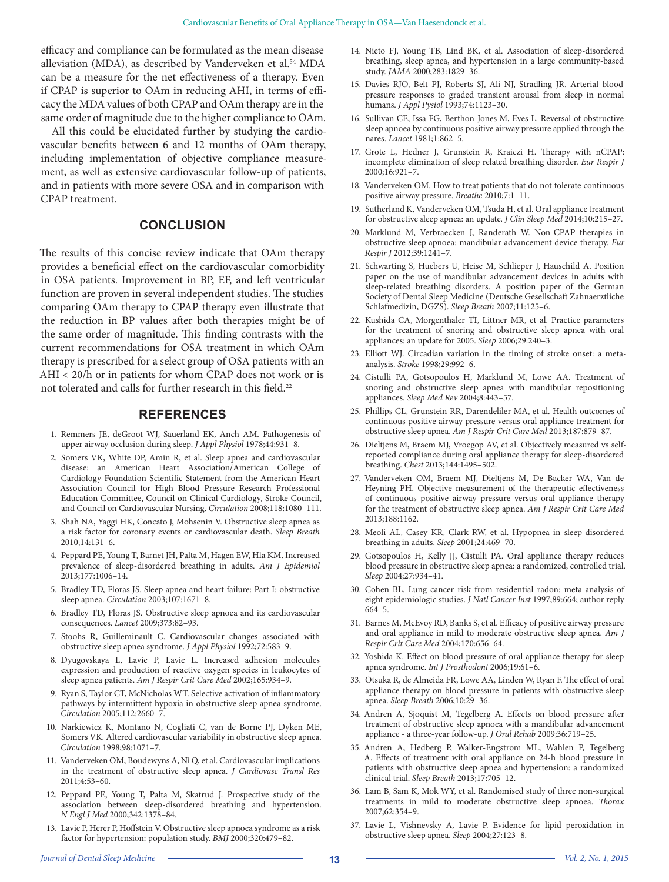efficacy and compliance can be formulated as the mean disease alleviation (MDA), as described by Vanderveken et al.[54] MDA can be a measure for the net effectiveness of a therapy. Even if CPAP is superior to OAm in reducing AHI, in terms of efficacy the MDA values of both CPAP and OAm therapy are in the same order of magnitude due to the higher compliance to OAm.

All this could be elucidated further by studying the cardiovascular benefits between 6 and 12 months of OAm therapy, including implementation of objective compliance measurement, as well as extensive cardiovascular follow-up of patients, and in patients with more severe OSA and in comparison with CPAP treatment.

## CONCLUSION

The results of this concise review indicate that OAm therapy provides a beneficial effect on the cardiovascular comorbidity in OSA patients. Improvement in BP, EF, and left ventricular function are proven in several independent studies. The studies comparing OAm therapy to CPAP therapy even illustrate that the reduction in BP values after both therapies might be of the same order of magnitude. This finding contrasts with the current recommendations for OSA treatment in which OAm therapy is prescribed for a select group of OSA patients with an AHI < 20/h or in patients for whom CPAP does not work or is not tolerated and calls for further research in this field.[22]

## REFERENCES

1. Remmers JE, deGroot WJ, Sauerland EK, Anch AM. Pathogenesis of upper airway occlusion during sleep. *J Appl Physiol* 1978;44:931–8.
2. Somers VK, White DP, Amin R, et al. Sleep apnea and cardiovascular disease: an American Heart Association/American College of Cardiology Foundation Scientific Statement from the American Heart Association Council for High Blood Pressure Research Professional Education Committee, Council on Clinical Cardiology, Stroke Council, and Council on Cardiovascular Nursing. *Circulation* 2008;118:1080–111.
3. Shah NA, Yaggi HK, Concato J, Mohsenin V. Obstructive sleep apnea as a risk factor for coronary events or cardiovascular death. *Sleep Breath* 2010;14:131–6.
4. Peppard PE, Young T, Barnet JH, Palta M, Hagen EW, Hla KM. Increased prevalence of sleep-disordered breathing in adults. *Am J Epidemiol* 2013;177:1006–14.
5. Bradley TD, Floras JS. Sleep apnea and heart failure: Part I: obstructive sleep apnea. *Circulation* 2003;107:1671–8.
6. Bradley TD, Floras JS. Obstructive sleep apnoea and its cardiovascular consequences. *Lancet* 2009;373:82–93.
7. Stoohs R, Guilleminault C. Cardiovascular changes associated with obstructive sleep apnea syndrome. *J Appl Physiol* 1992;72:583–9.
8. Dyugovskaya L, Lavie P, Lavie L. Increased adhesion molecules expression and production of reactive oxygen species in leukocytes of sleep apnea patients. *Am J Respir Crit Care Med* 2002;165:934–9.
9. Ryan S, Taylor CT, McNicholas WT. Selective activation of inflammatory pathways by intermittent hypoxia in obstructive sleep apnea syndrome. *Circulation* 2005;112:2660–7.
10. Narkiewicz K, Montano N, Cogliati C, van de Borne PJ, Dyken ME, Somers VK. Altered cardiovascular variability in obstructive sleep apnea. *Circulation* 1998;98:1071–7.
11. Vanderveken OM, Boudewyns A, Ni Q, et al. Cardiovascular implications in the treatment of obstructive sleep apnea. *J Cardiovasc Transl Res* 2011;4:53–60.
12. Peppard PE, Young T, Palta M, Skatrud J. Prospective study of the association between sleep-disordered breathing and hypertension. *N Engl J Med* 2000;342:1378–84.
13. Lavie P, Herer P, Hoffstein V. Obstructive sleep apnoea syndrome as a risk factor for hypertension: population study. *BMJ* 2000;320:479–82.
14. Nieto FJ, Young TB, Lind BK, et al. Association of sleep-disordered breathing, sleep apnea, and hypertension in a large community-based study. *JAMA* 2000;283:1829–36.
15. Davies RJO, Belt PJ, Roberts SJ, Ali NJ, Stradling JR. Arterial blood-pressure responses to graded transient arousal from sleep in normal humans. *J Appl Psyiol* 1993;74:1123–30.
16. Sullivan CE, Issa FG, Berthon-Jones M, Eves L. Reversal of obstructive sleep apnoea by continuous positive airway pressure applied through the nares. *Lancet* 1981;1:862–5.
17. Grote L, Hedner J, Grunstein R, Kraiczi H. Therapy with nCPAP: incomplete elimination of sleep related breathing disorder. *Eur Respir J* 2000;16:921–7.
18. Vanderveken OM. How to treat patients that do not tolerate continuous positive airway pressure. *Breathe* 2010;7:1–11.
19. Sutherland K, Vanderveken OM, Tsuda H, et al. Oral appliance treatment for obstructive sleep apnea: an update. *J Clin Sleep Med* 2014;10:215–27.
20. Marklund M, Verbraecken J, Randerath W. Non-CPAP therapies in obstructive sleep apnoea: mandibular advancement device therapy. *Eur Respir J* 2012;39:1241–7.
21. Schwarting S, Huebers U, Heise M, Schlieper J, Hauschild A. Position paper on the use of mandibular advancement devices in adults with sleep-related breathing disorders. A position paper of the German Society of Dental Sleep Medicine (Deutsche Gesellschaft Zahnaerztliche Schlafmedizin, DGZS). *Sleep Breath* 2007;11:125–6.
22. Kushida CA, Morgenthaler TI, Littner MR, et al. Practice parameters for the treatment of snoring and obstructive sleep apnea with oral appliances: an update for 2005. *Sleep* 2006;29:240–3.
23. Elliott WJ. Circadian variation in the timing of stroke onset: a meta-analysis. *Stroke* 1998;29:992–6.
24. Cistulli PA, Gotsopoulos H, Marklund M, Lowe AA. Treatment of snoring and obstructive sleep apnea with mandibular repositioning appliances. *Sleep Med Rev* 2004;8:443–57.
25. Phillips CL, Grunstein RR, Darendeliler MA, et al. Health outcomes of continuous positive airway pressure versus oral appliance treatment for obstructive sleep apnea. *Am J Respir Crit Care Med* 2013;187:879–87.
26. Dieltjens M, Braem MJ, Vroegop AV, et al. Objectively measured vs self-reported compliance during oral appliance therapy for sleep-disordered breathing. *Chest* 2013;144:1495–502.
27. Vanderveken OM, Braem MJ, Dieltjens M, De Backer WA, Van de Heyning PH. Objective measurement of the therapeutic effectiveness of continuous positive airway pressure versus oral appliance therapy for the treatment of obstructive sleep apnea. *Am J Respir Crit Care Med* 2013;188:1162.
28. Meoli AL, Casey KR, Clark RW, et al. Hypopnea in sleep-disordered breathing in adults. *Sleep* 2001;24:469–70.
29. Gotsopoulos H, Kelly JJ, Cistulli PA. Oral appliance therapy reduces blood pressure in obstructive sleep apnea: a randomized, controlled trial. *Sleep* 2004;27:934–41.
30. Cohen BL. Lung cancer risk from residential radon: meta-analysis of eight epidemiologic studies. *J Natl Cancer Inst* 1997;89:664; author reply 664–5.
31. Barnes M, McEvoy RD, Banks S, et al. Efficacy of positive airway pressure and oral appliance in mild to moderate obstructive sleep apnea. *Am J Respir Crit Care Med* 2004;170:656–64.
32. Yoshida K. Effect on blood pressure of oral appliance therapy for sleep apnea syndrome. *Int J Prosthodont* 2006;19:61–6.
33. Otsuka R, de Almeida FR, Lowe AA, Linden W, Ryan F. The effect of oral appliance therapy on blood pressure in patients with obstructive sleep apnea. *Sleep Breath* 2006;10:29–36.
34. Andren A, Sjoquist M, Tegelberg A. Effects on blood pressure after treatment of obstructive sleep apnoea with a mandibular advancement appliance - a three-year follow-up. *J Oral Rehab* 2009;36:719–25.
35. Andren A, Hedberg P, Walker-Engstrom ML, Wahlen P, Tegelberg A. Effects of treatment with oral appliance on 24-h blood pressure in patients with obstructive sleep apnea and hypertension: a randomized clinical trial. *Sleep Breath* 2013;17:705–12.
36. Lam B, Sam K, Mok WY, et al. Randomised study of three non-surgical treatments in mild to moderate obstructive sleep apnoea. *Thorax* 2007;62:354–9.
37. Lavie L, Vishnevsky A, Lavie P. Evidence for lipid peroxidation in obstructive sleep apnea. *Sleep* 2004;27:123–8.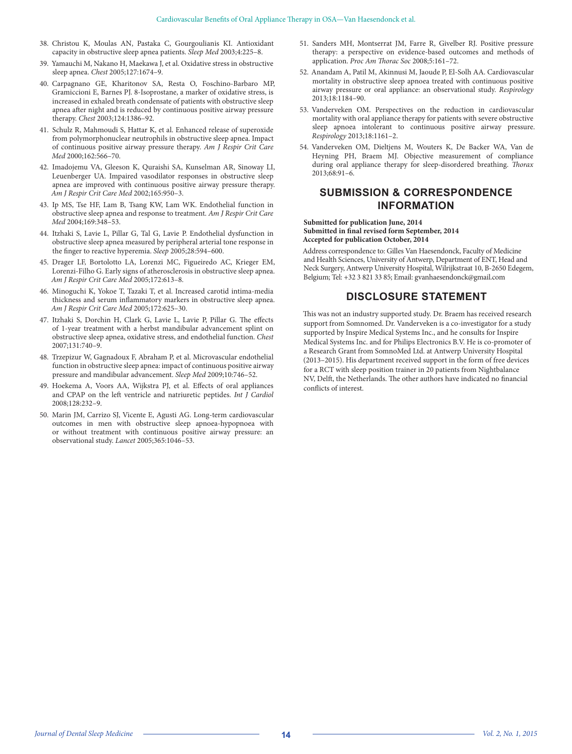38. Christou K, Moulas AN, Pastaka C, Gourgoulianis KI. Antioxidant capacity in obstructive sleep apnea patients. *Sleep Med* 2003;4:225–8.
39. Yamauchi M, Nakano H, Maekawa J, et al. Oxidative stress in obstructive sleep apnea. *Chest* 2005;127:1674–9.
40. Carpagnano GE, Kharitonov SA, Resta O, Foschino-Barbaro MP, Gramiccioni E, Barnes PJ. 8-Isoprostane, a marker of oxidative stress, is increased in exhaled breath condensate of patients with obstructive sleep apnea after night and is reduced by continuous positive airway pressure therapy. *Chest* 2003;124:1386–92.
41. Schulz R, Mahmoudi S, Hattar K, et al. Enhanced release of superoxide from polymorphonuclear neutrophils in obstructive sleep apnea. Impact of continuous positive airway pressure therapy. *Am J Respir Crit Care Med* 2000;162:566–70.
42. Imadojemu VA, Gleeson K, Quraishi SA, Kunselman AR, Sinoway LI, Leuenberger UA. Impaired vasodilator responses in obstructive sleep apnea are improved with continuous positive airway pressure therapy. *Am J Respir Crit Care Med* 2002;165:950–3.
43. Ip MS, Tse HF, Lam B, Tsang KW, Lam WK. Endothelial function in obstructive sleep apnea and response to treatment. *Am J Respir Crit Care Med* 2004;169:348–53.
44. Itzhaki S, Lavie L, Pillar G, Tal G, Lavie P. Endothelial dysfunction in obstructive sleep apnea measured by peripheral arterial tone response in the finger to reactive hyperemia. *Sleep* 2005;28:594–600.
45. Drager LF, Bortolotto LA, Lorenzi MC, Figueiredo AC, Krieger EM, Lorenzi-Filho G. Early signs of atherosclerosis in obstructive sleep apnea. *Am J Respir Crit Care Med* 2005;172:613–8.
46. Minoguchi K, Yokoe T, Tazaki T, et al. Increased carotid intima-media thickness and serum inflammatory markers in obstructive sleep apnea. *Am J Respir Crit Care Med* 2005;172:625–30.
47. Itzhaki S, Dorchin H, Clark G, Lavie L, Lavie P, Pillar G. The effects of 1-year treatment with a herbst mandibular advancement splint on obstructive sleep apnea, oxidative stress, and endothelial function. *Chest* 2007;131:740–9.
48. Trzepizur W, Gagnadoux F, Abraham P, et al. Microvascular endothelial function in obstructive sleep apnea: impact of continuous positive airway pressure and mandibular advancement. *Sleep Med* 2009;10:746–52.
49. Hoekema A, Voors AA, Wijkstra PJ, et al. Effects of oral appliances and CPAP on the left ventricle and natriuretic peptides. *Int J Cardiol* 2008;128:232–9.
50. Marin JM, Carrizo SJ, Vicente E, Agusti AG. Long-term cardiovascular outcomes in men with obstructive sleep apnoea-hypopnoea with or without treatment with continuous positive airway pressure: an observational study. *Lancet* 2005;365:1046–53.
51. Sanders MH, Montserrat JM, Farre R, Givelber RJ. Positive pressure therapy: a perspective on evidence-based outcomes and methods of application. *Proc Am Thorac Soc* 2008;5:161–72.
52. Anandam A, Patil M, Akinnusi M, Jaoude P, El-Solh AA. Cardiovascular mortality in obstructive sleep apnoea treated with continuous positive airway pressure or oral appliance: an observational study. *Respirology* 2013;18:1184–90.
53. Vanderveken OM. Perspectives on the reduction in cardiovascular mortality with oral appliance therapy for patients with severe obstructive sleep apnoea intolerant to continuous positive airway pressure. *Respirology* 2013;18:1161–2.
54. Vanderveken OM, Dieltjens M, Wouters K, De Backer WA, Van de Heyning PH, Braem MJ. Objective measurement of compliance during oral appliance therapy for sleep-disordered breathing. *Thorax* 2013;68:91–6.

## SUBMISSION & CORRESPONDENCE INFORMATION

**Submitted for publication June, 2014**
**Submitted in final revised form September, 2014**
**Accepted for publication October, 2014**

Address correspondence to: Gilles Van Haesendonck, Faculty of Medicine and Health Sciences, University of Antwerp, Department of ENT, Head and Neck Surgery, Antwerp University Hospital, Wilrijkstraat 10, B-2650 Edegem, Belgium; Tel: +32 3 821 33 85; Email: gvanhaesendonck@gmail.com

## DISCLOSURE STATEMENT

This was not an industry supported study. Dr. Braem has received research support from Somnomed. Dr. Vanderveken is a co-investigator for a study supported by Inspire Medical Systems Inc., and he consults for Inspire Medical Systems Inc. and for Philips Electronics B.V. He is co-promoter of a Research Grant from SomnoMed Ltd. at Antwerp University Hospital (2013–2015). His department received support in the form of free devices for a RCT with sleep position trainer in 20 patients from Nightbalance NV, Delft, the Netherlands. The other authors have indicated no financial conflicts of interest.